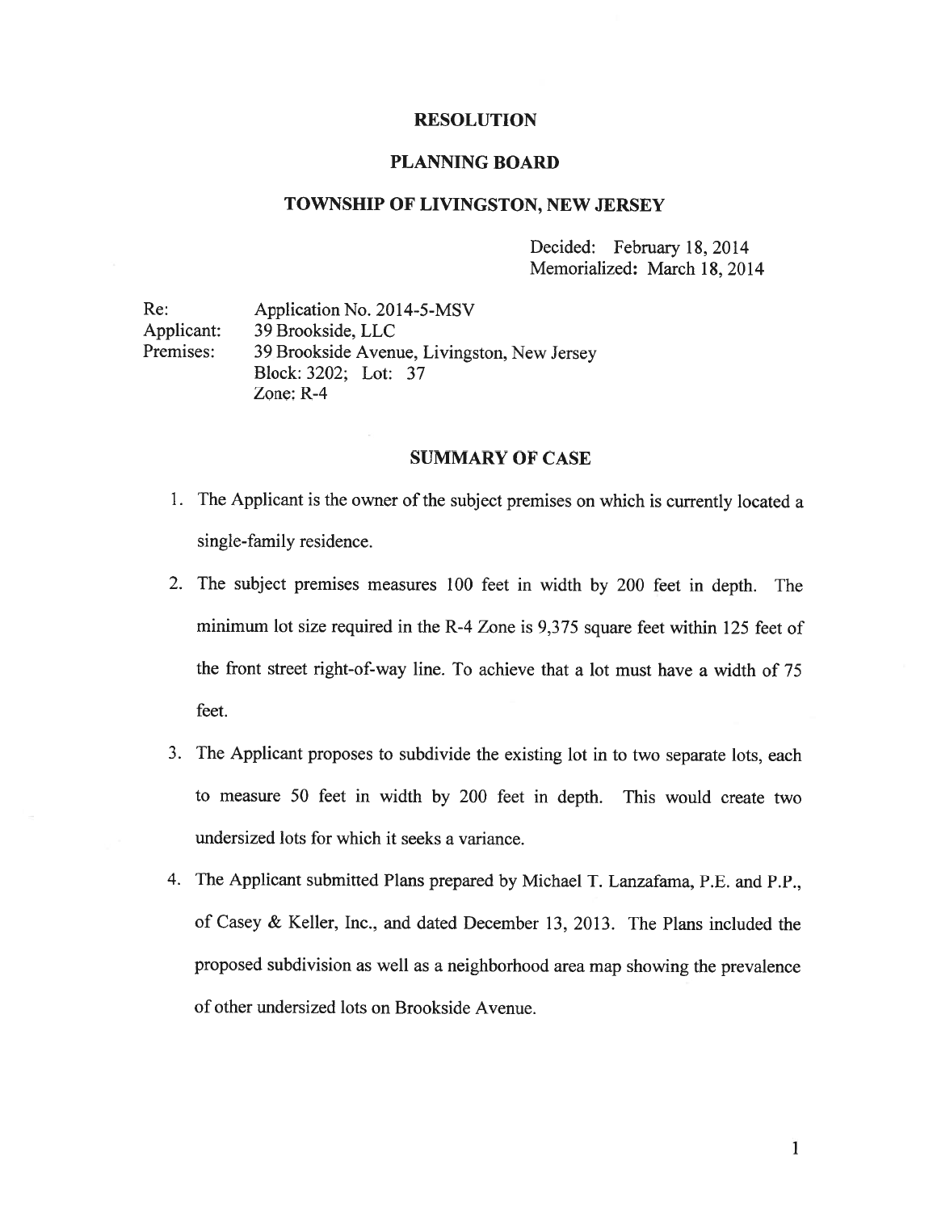# RESOLUTION

## PLANNING BOARD

## TOWNSHIP OF LIVINGSTON, NEW JERSEY

Decided: February 18, 2014
Memorialized: March 18, 2014

Re: Application No. 2014-5-MSV
Applicant: 39 Brookside, LLC
Premises: 39 Brookside Avenue, Livingston, New Jersey
Block: 3202; Lot: 37
Zone: R-4

## SUMMARY OF CASE

1. The Applicant is the owner of the subject premises on which is currently located a single-family residence.
2. The subject premises measures 100 feet in width by 200 feet in depth. The minimum lot size required in the R-4 Zone is 9,375 square feet within 125 feet of the front street right-of-way line. To achieve that a lot must have a width of 75 feet.
3. The Applicant proposes to subdivide the existing lot in to two separate lots, each to measure 50 feet in width by 200 feet in depth. This would create two undersized lots for which it seeks a variance.
4. The Applicant submitted Plans prepared by Michael T. Lanzafama, P.E. and P.P., of Casey & Keller, Inc., and dated December 13, 2013. The Plans included the proposed subdivision as well as a neighborhood area map showing the prevalence of other undersized lots on Brookside Avenue.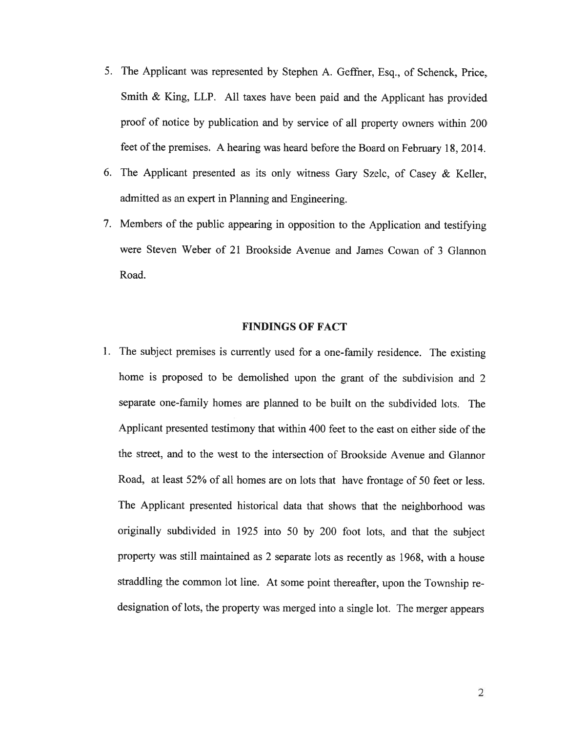5. The Applicant was represented by Stephen A. Geffner, Esq., of Schenck, Price, Smith & King, LLP. All taxes have been paid and the Applicant has provided proof of notice by publication and by service of all property owners within 200 feet of the premises. A hearing was heard before the Board on February 18, 2014.
6. The Applicant presented as its only witness Gary Szelc, of Casey & Keller, admitted as an expert in Planning and Engineering.
7. Members of the public appearing in opposition to the Application and testifying were Steven Weber of 21 Brookside Avenue and James Cowan of 3 Glannon Road.

## FINDINGS OF FACT

1. The subject premises is currently used for a one-family residence. The existing home is proposed to be demolished upon the grant of the subdivision and 2 separate one-family homes are planned to be built on the subdivided lots. The Applicant presented testimony that within 400 feet to the east on either side of the the street, and to the west to the intersection of Brookside Avenue and Glannor Road, at least 52% of all homes are on lots that have frontage of 50 feet or less. The Applicant presented historical data that shows that the neighborhood was originally subdivided in 1925 into 50 by 200 foot lots, and that the subject property was still maintained as 2 separate lots as recently as 1968, with a house straddling the common lot line. At some point thereafter, upon the Township re-designation of lots, the property was merged into a single lot. The merger appears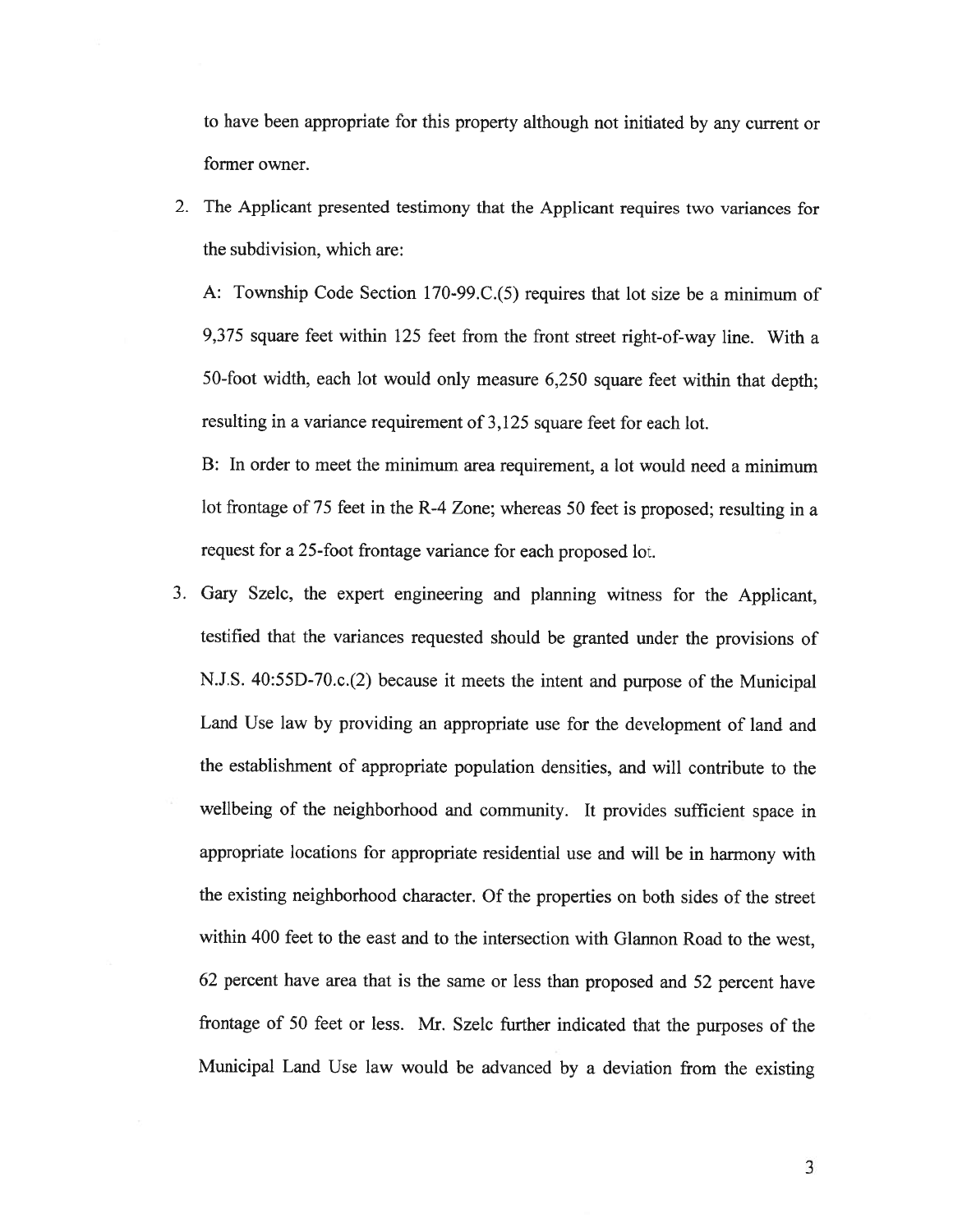to have been appropriate for this property although not initiated by any current or former owner.

2. The Applicant presented testimony that the Applicant requires two variances for the subdivision, which are:

   A: Township Code Section 170-99.C.(5) requires that lot size be a minimum of 9,375 square feet within 125 feet from the front street right-of-way line. With a 50-foot width, each lot would only measure 6,250 square feet within that depth; resulting in a variance requirement of 3,125 square feet for each lot.

   B: In order to meet the minimum area requirement, a lot would need a minimum lot frontage of 75 feet in the R-4 Zone; whereas 50 feet is proposed; resulting in a request for a 25-foot frontage variance for each proposed lot.

3. Gary Szelc, the expert engineering and planning witness for the Applicant, testified that the variances requested should be granted under the provisions of N.J.S. 40:55D-70.c.(2) because it meets the intent and purpose of the Municipal Land Use law by providing an appropriate use for the development of land and the establishment of appropriate population densities, and will contribute to the wellbeing of the neighborhood and community. It provides sufficient space in appropriate locations for appropriate residential use and will be in harmony with the existing neighborhood character. Of the properties on both sides of the street within 400 feet to the east and to the intersection with Glannon Road to the west, 62 percent have area that is the same or less than proposed and 52 percent have frontage of 50 feet or less. Mr. Szelc further indicated that the purposes of the Municipal Land Use law would be advanced by a deviation from the existing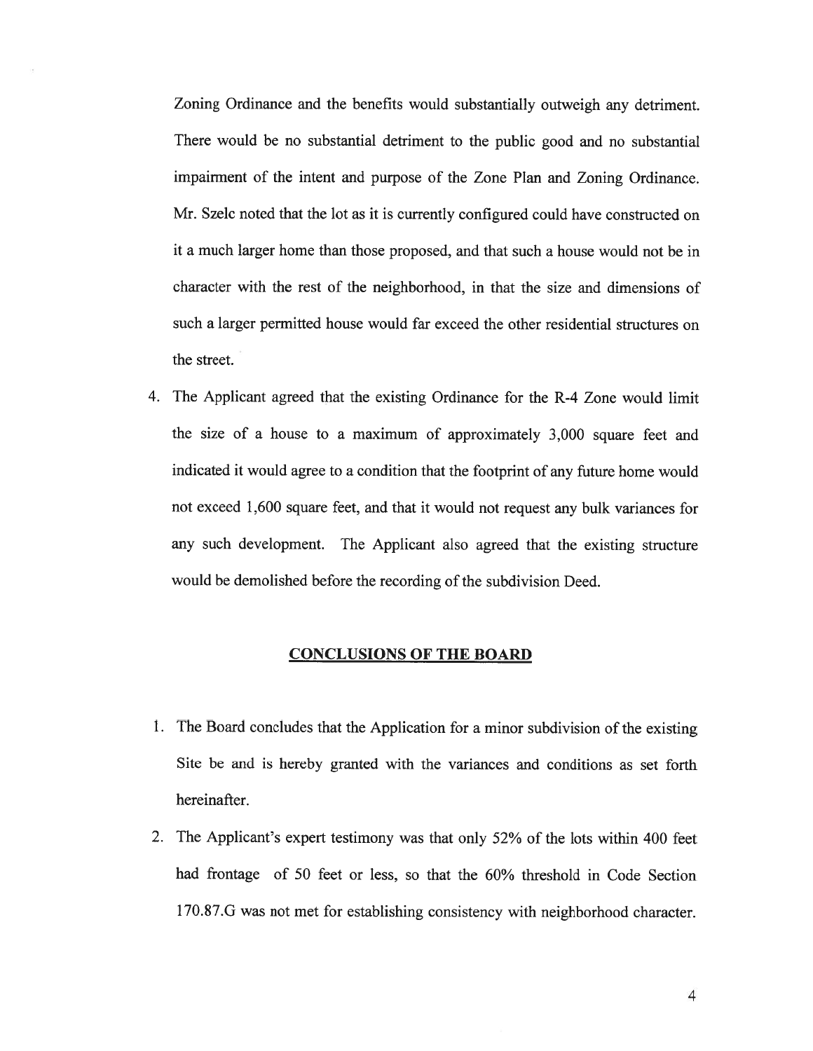Zoning Ordinance and the benefits would substantially outweigh any detriment. There would be no substantial detriment to the public good and no substantial impairment of the intent and purpose of the Zone Plan and Zoning Ordinance. Mr. Szelc noted that the lot as it is currently configured could have constructed on it a much larger home than those proposed, and that such a house would not be in character with the rest of the neighborhood, in that the size and dimensions of such a larger permitted house would far exceed the other residential structures on the street.

4. The Applicant agreed that the existing Ordinance for the R-4 Zone would limit the size of a house to a maximum of approximately 3,000 square feet and indicated it would agree to a condition that the footprint of any future home would not exceed 1,600 square feet, and that it would not request any bulk variances for any such development. The Applicant also agreed that the existing structure would be demolished before the recording of the subdivision Deed.

## CONCLUSIONS OF THE BOARD

1. The Board concludes that the Application for a minor subdivision of the existing Site be and is hereby granted with the variances and conditions as set forth hereinafter.
2. The Applicant's expert testimony was that only 52% of the lots within 400 feet had frontage of 50 feet or less, so that the 60% threshold in Code Section 170.87.G was not met for establishing consistency with neighborhood character.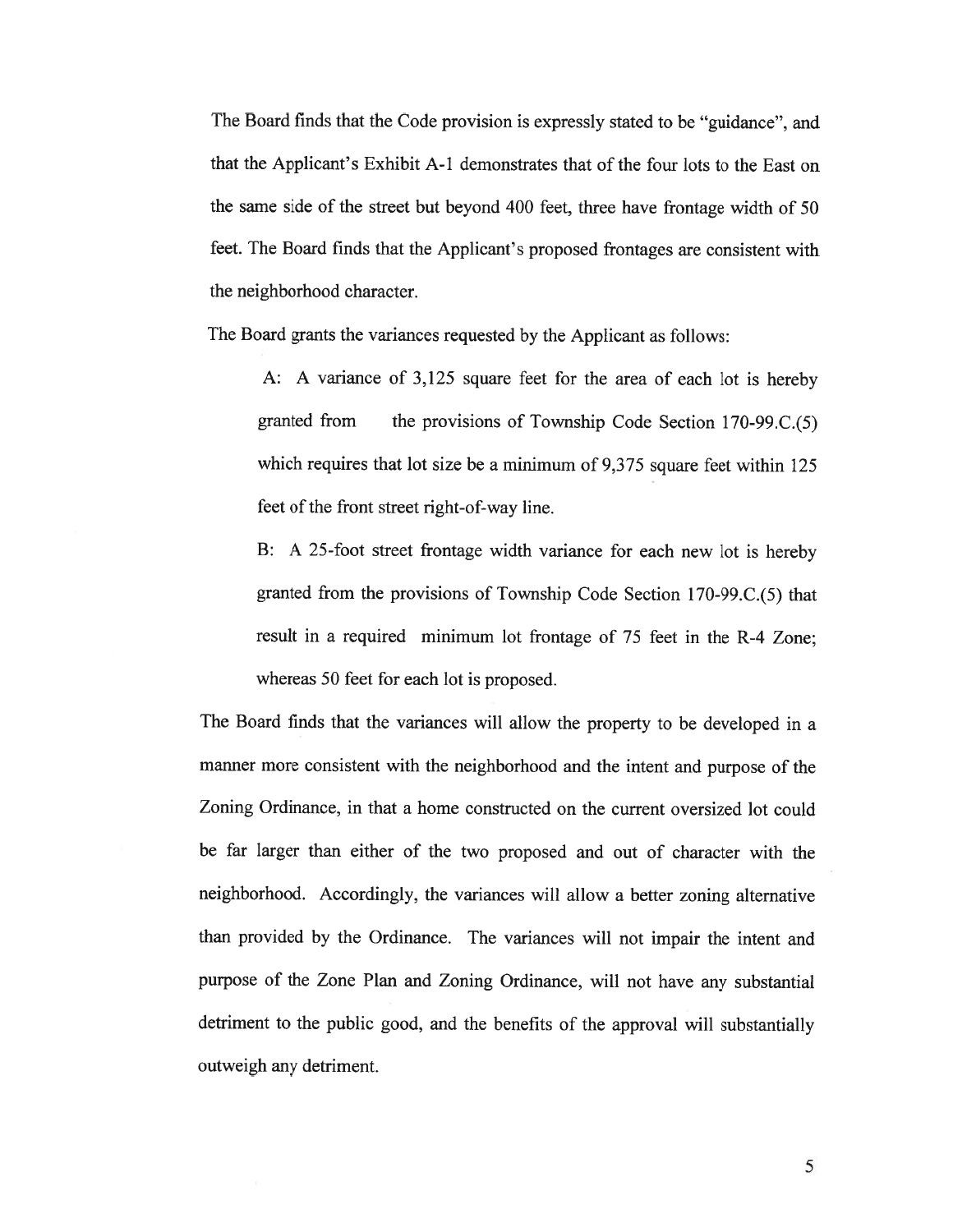The Board finds that the Code provision is expressly stated to be "guidance", and that the Applicant's Exhibit A-1 demonstrates that of the four lots to the East on the same side of the street but beyond 400 feet, three have frontage width of 50 feet. The Board finds that the Applicant's proposed frontages are consistent with the neighborhood character.

The Board grants the variances requested by the Applicant as follows:

> A: A variance of 3,125 square feet for the area of each lot is hereby granted from the provisions of Township Code Section 170-99.C.(5) which requires that lot size be a minimum of 9,375 square feet within 125 feet of the front street right-of-way line.
>
> B: A 25-foot street frontage width variance for each new lot is hereby granted from the provisions of Township Code Section 170-99.C.(5) that result in a required minimum lot frontage of 75 feet in the R-4 Zone; whereas 50 feet for each lot is proposed.

The Board finds that the variances will allow the property to be developed in a manner more consistent with the neighborhood and the intent and purpose of the Zoning Ordinance, in that a home constructed on the current oversized lot could be far larger than either of the two proposed and out of character with the neighborhood. Accordingly, the variances will allow a better zoning alternative than provided by the Ordinance. The variances will not impair the intent and purpose of the Zone Plan and Zoning Ordinance, will not have any substantial detriment to the public good, and the benefits of the approval will substantially outweigh any detriment.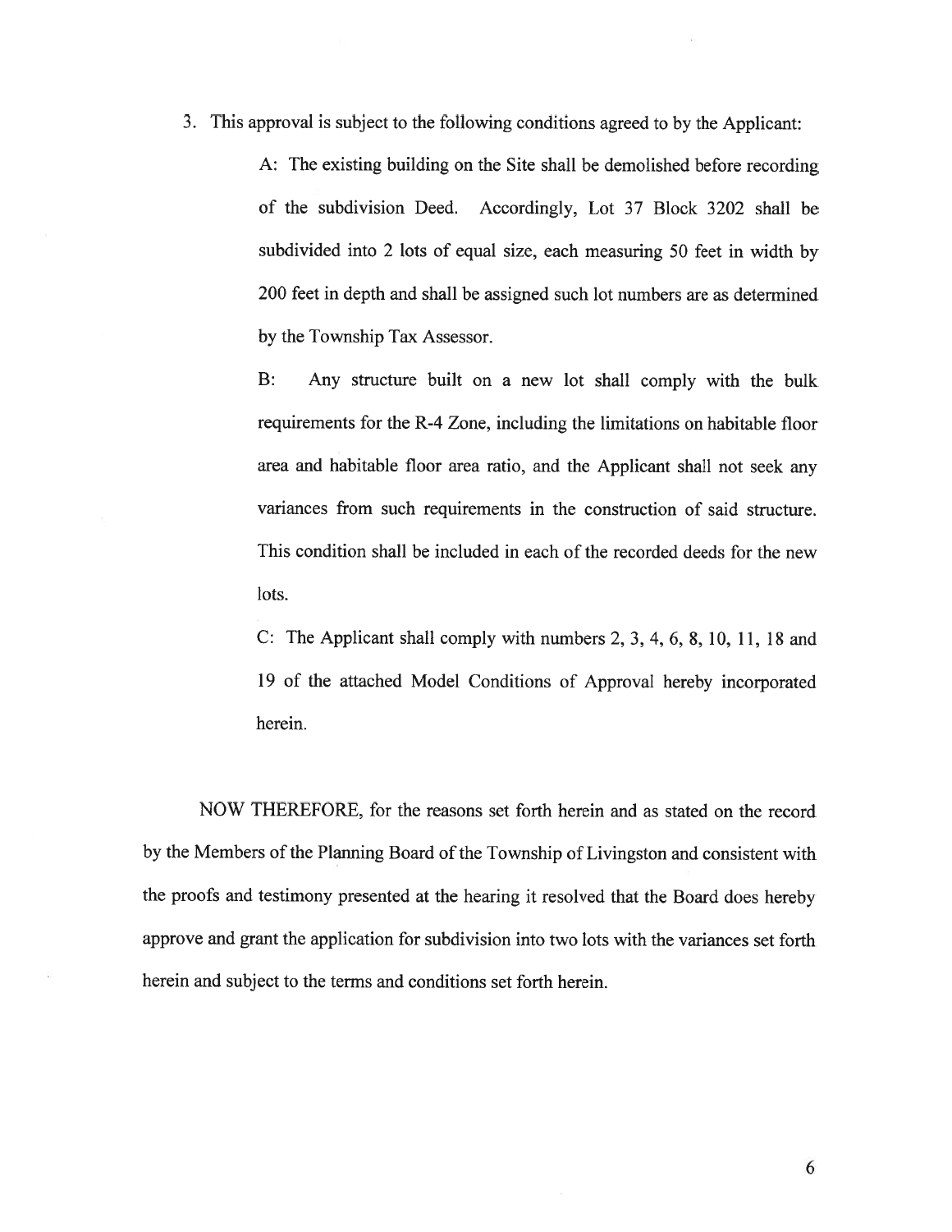3. This approval is subject to the following conditions agreed to by the Applicant:

   A: The existing building on the Site shall be demolished before recording of the subdivision Deed. Accordingly, Lot 37 Block 3202 shall be subdivided into 2 lots of equal size, each measuring 50 feet in width by 200 feet in depth and shall be assigned such lot numbers are as determined by the Township Tax Assessor.

   B: Any structure built on a new lot shall comply with the bulk requirements for the R-4 Zone, including the limitations on habitable floor area and habitable floor area ratio, and the Applicant shall not seek any variances from such requirements in the construction of said structure. This condition shall be included in each of the recorded deeds for the new lots.

   C: The Applicant shall comply with numbers 2, 3, 4, 6, 8, 10, 11, 18 and 19 of the attached Model Conditions of Approval hereby incorporated herein.

NOW THEREFORE, for the reasons set forth herein and as stated on the record by the Members of the Planning Board of the Township of Livingston and consistent with the proofs and testimony presented at the hearing it resolved that the Board does hereby approve and grant the application for subdivision into two lots with the variances set forth herein and subject to the terms and conditions set forth herein.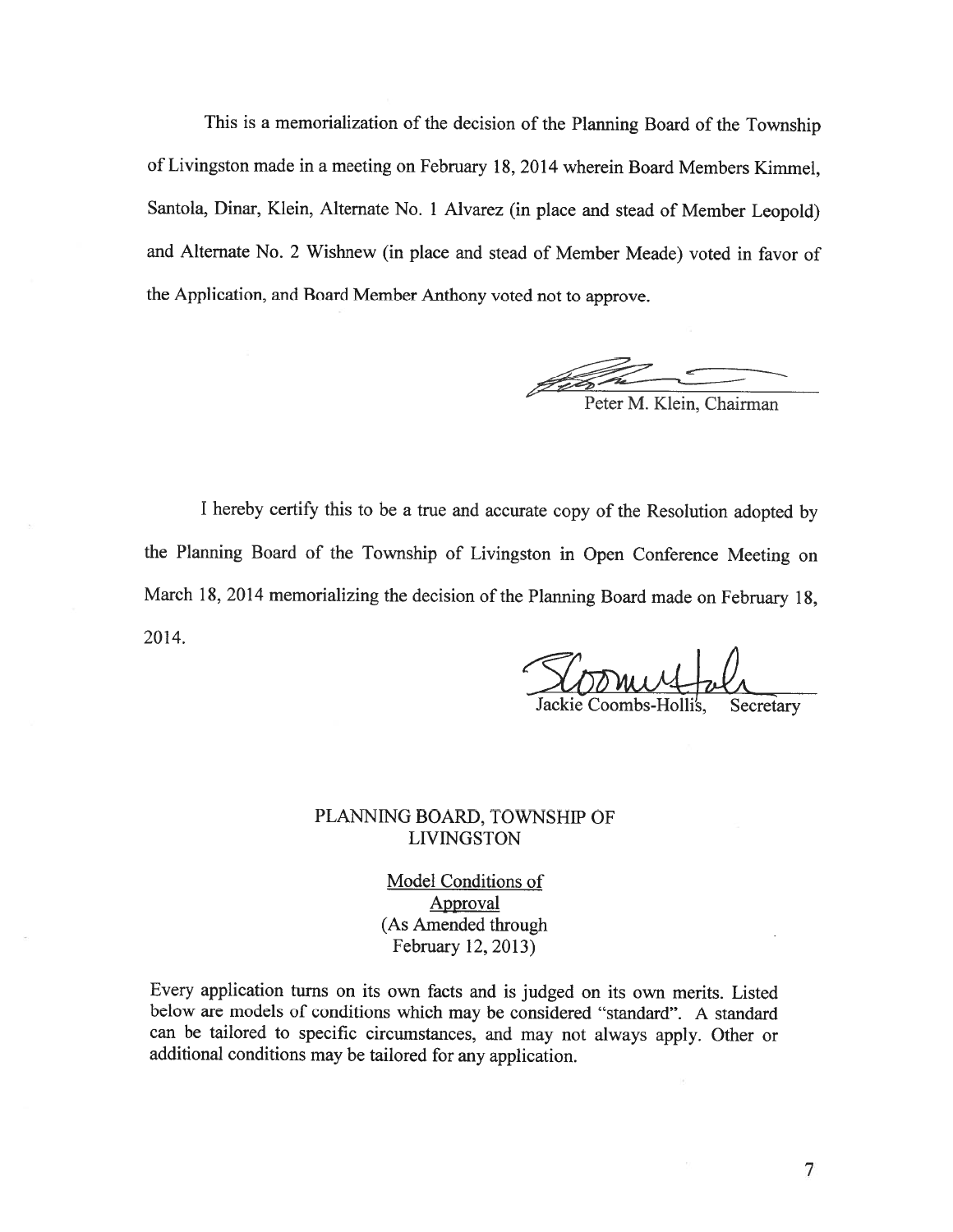This is a memorialization of the decision of the Planning Board of the Township of Livingston made in a meeting on February 18, 2014 wherein Board Members Kimmel, Santola, Dinar, Klein, Alternate No. 1 Alvarez (in place and stead of Member Leopold) and Alternate No. 2 Wishnew (in place and stead of Member Meade) voted in favor of the Application, and Board Member Anthony voted not to approve.

Peter M. Klein, Chairman

I hereby certify this to be a true and accurate copy of the Resolution adopted by the Planning Board of the Township of Livingston in Open Conference Meeting on March 18, 2014 memorializing the decision of the Planning Board made on February 18, 2014.

Jackie Coombs-Hollis, Secretary

## PLANNING BOARD, TOWNSHIP OF LIVINGSTON

### Model Conditions of Approval
(As Amended through February 12, 2013)

Every application turns on its own facts and is judged on its own merits. Listed below are models of conditions which may be considered "standard". A standard can be tailored to specific circumstances, and may not always apply. Other or additional conditions may be tailored for any application.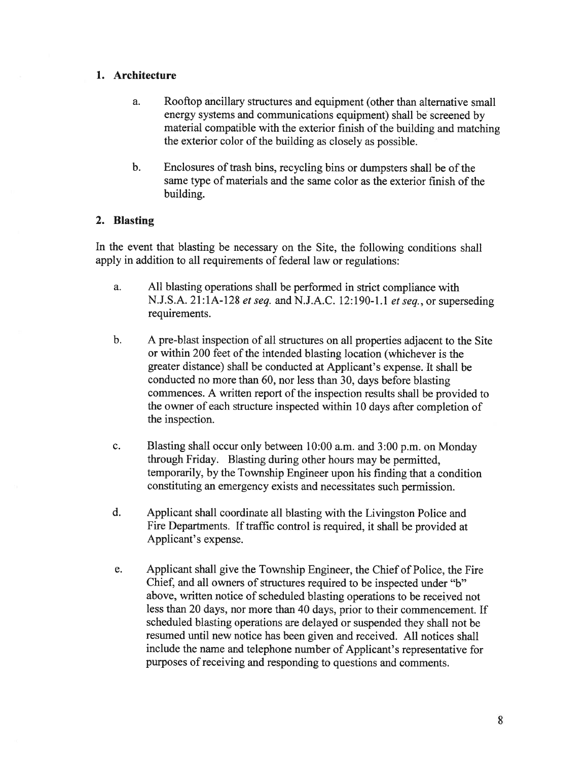## 1. Architecture

a. Rooftop ancillary structures and equipment (other than alternative small energy systems and communications equipment) shall be screened by material compatible with the exterior finish of the building and matching the exterior color of the building as closely as possible.

b. Enclosures of trash bins, recycling bins or dumpsters shall be of the same type of materials and the same color as the exterior finish of the building.

## 2. Blasting

In the event that blasting be necessary on the Site, the following conditions shall apply in addition to all requirements of federal law or regulations:

a. All blasting operations shall be performed in strict compliance with N.J.S.A. 21:1A-128 *et seq.* and N.J.A.C. 12:190-1.1 *et seq.*, or superseding requirements.

b. A pre-blast inspection of all structures on all properties adjacent to the Site or within 200 feet of the intended blasting location (whichever is the greater distance) shall be conducted at Applicant's expense. It shall be conducted no more than 60, nor less than 30, days before blasting commences. A written report of the inspection results shall be provided to the owner of each structure inspected within 10 days after completion of the inspection.

c. Blasting shall occur only between 10:00 a.m. and 3:00 p.m. on Monday through Friday. Blasting during other hours may be permitted, temporarily, by the Township Engineer upon his finding that a condition constituting an emergency exists and necessitates such permission.

d. Applicant shall coordinate all blasting with the Livingston Police and Fire Departments. If traffic control is required, it shall be provided at Applicant's expense.

e. Applicant shall give the Township Engineer, the Chief of Police, the Fire Chief, and all owners of structures required to be inspected under "b" above, written notice of scheduled blasting operations to be received not less than 20 days, nor more than 40 days, prior to their commencement. If scheduled blasting operations are delayed or suspended they shall not be resumed until new notice has been given and received. All notices shall include the name and telephone number of Applicant's representative for purposes of receiving and responding to questions and comments.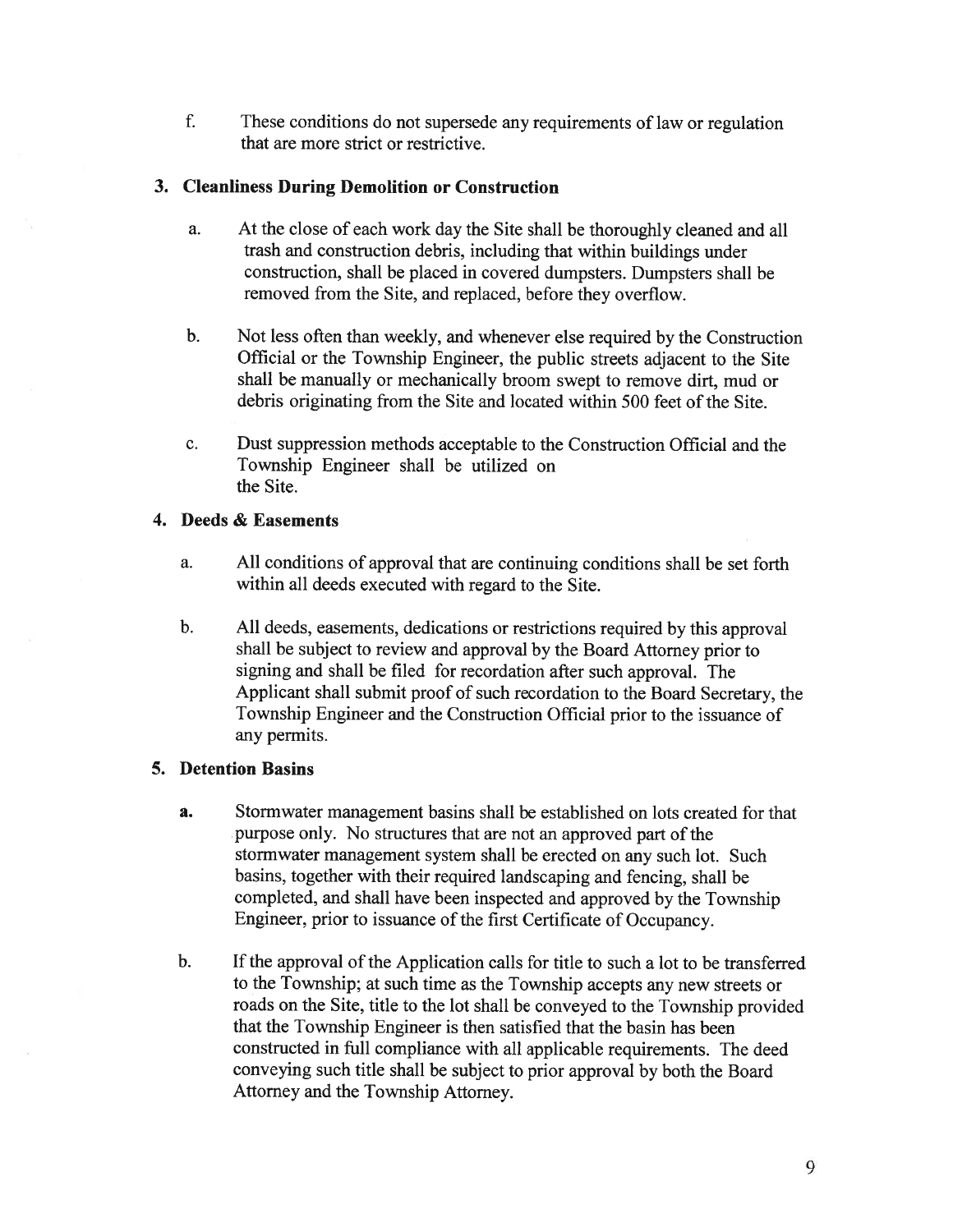f. These conditions do not supersede any requirements of law or regulation that are more strict or restrictive.

### 3. Cleanliness During Demolition or Construction

a. At the close of each work day the Site shall be thoroughly cleaned and all trash and construction debris, including that within buildings under construction, shall be placed in covered dumpsters. Dumpsters shall be removed from the Site, and replaced, before they overflow.

b. Not less often than weekly, and whenever else required by the Construction Official or the Township Engineer, the public streets adjacent to the Site shall be manually or mechanically broom swept to remove dirt, mud or debris originating from the Site and located within 500 feet of the Site.

c. Dust suppression methods acceptable to the Construction Official and the Township Engineer shall be utilized on the Site.

### 4. Deeds & Easements

a. All conditions of approval that are continuing conditions shall be set forth within all deeds executed with regard to the Site.

b. All deeds, easements, dedications or restrictions required by this approval shall be subject to review and approval by the Board Attorney prior to signing and shall be filed for recordation after such approval. The Applicant shall submit proof of such recordation to the Board Secretary, the Township Engineer and the Construction Official prior to the issuance of any permits.

### 5. Detention Basins

**a.** Stormwater management basins shall be established on lots created for that purpose only. No structures that are not an approved part of the stormwater management system shall be erected on any such lot. Such basins, together with their required landscaping and fencing, shall be completed, and shall have been inspected and approved by the Township Engineer, prior to issuance of the first Certificate of Occupancy.

b. If the approval of the Application calls for title to such a lot to be transferred to the Township; at such time as the Township accepts any new streets or roads on the Site, title to the lot shall be conveyed to the Township provided that the Township Engineer is then satisfied that the basin has been constructed in full compliance with all applicable requirements. The deed conveying such title shall be subject to prior approval by both the Board Attorney and the Township Attorney.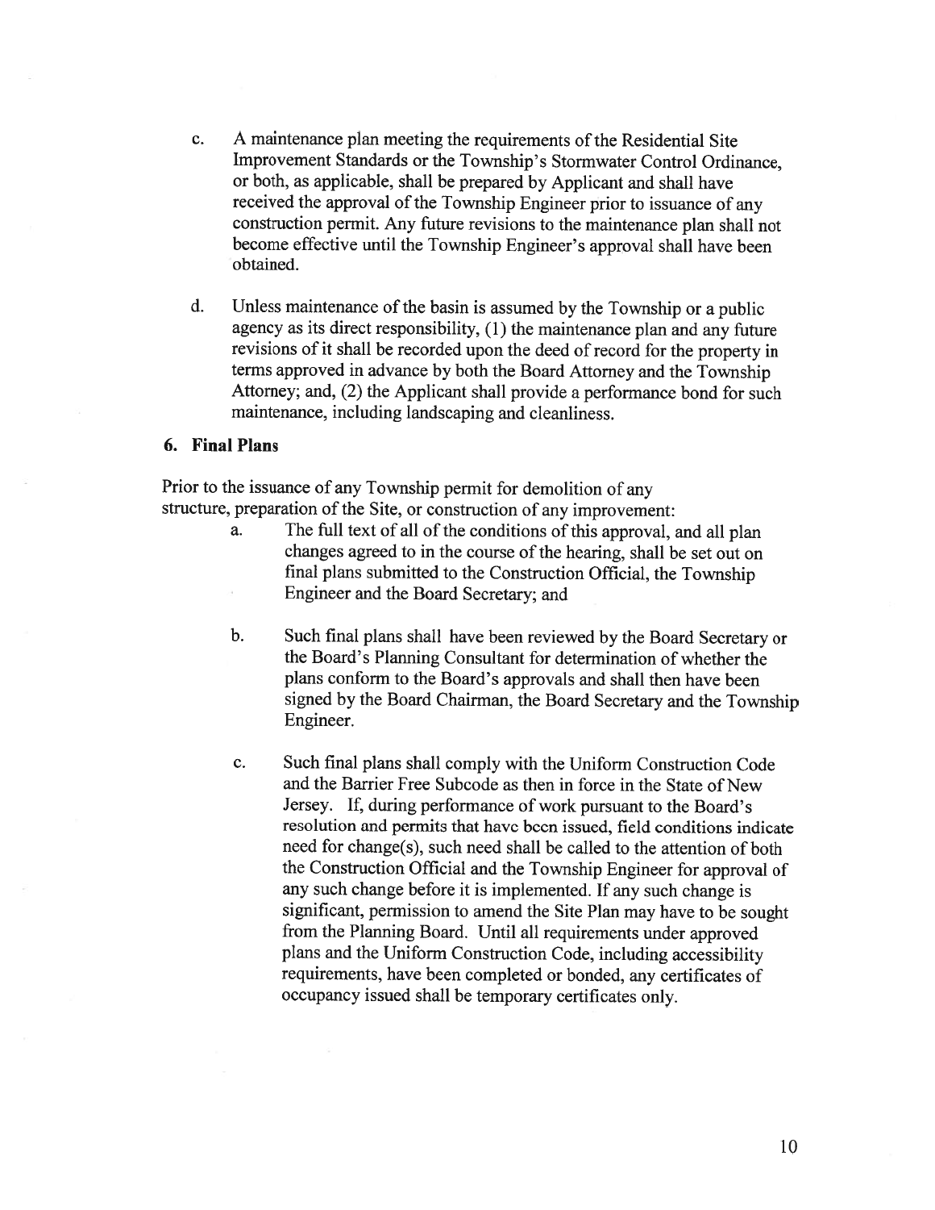c. A maintenance plan meeting the requirements of the Residential Site Improvement Standards or the Township's Stormwater Control Ordinance, or both, as applicable, shall be prepared by Applicant and shall have received the approval of the Township Engineer prior to issuance of any construction permit. Any future revisions to the maintenance plan shall not become effective until the Township Engineer's approval shall have been obtained.

d. Unless maintenance of the basin is assumed by the Township or a public agency as its direct responsibility, (1) the maintenance plan and any future revisions of it shall be recorded upon the deed of record for the property in terms approved in advance by both the Board Attorney and the Township Attorney; and, (2) the Applicant shall provide a performance bond for such maintenance, including landscaping and cleanliness.

**6. Final Plans**

Prior to the issuance of any Township permit for demolition of any structure, preparation of the Site, or construction of any improvement:

a. The full text of all of the conditions of this approval, and all plan changes agreed to in the course of the hearing, shall be set out on final plans submitted to the Construction Official, the Township Engineer and the Board Secretary; and

b. Such final plans shall have been reviewed by the Board Secretary or the Board's Planning Consultant for determination of whether the plans conform to the Board's approvals and shall then have been signed by the Board Chairman, the Board Secretary and the Township Engineer.

c. Such final plans shall comply with the Uniform Construction Code and the Barrier Free Subcode as then in force in the State of New Jersey. If, during performance of work pursuant to the Board's resolution and permits that have been issued, field conditions indicate need for change(s), such need shall be called to the attention of both the Construction Official and the Township Engineer for approval of any such change before it is implemented. If any such change is significant, permission to amend the Site Plan may have to be sought from the Planning Board. Until all requirements under approved plans and the Uniform Construction Code, including accessibility requirements, have been completed or bonded, any certificates of occupancy issued shall be temporary certificates only.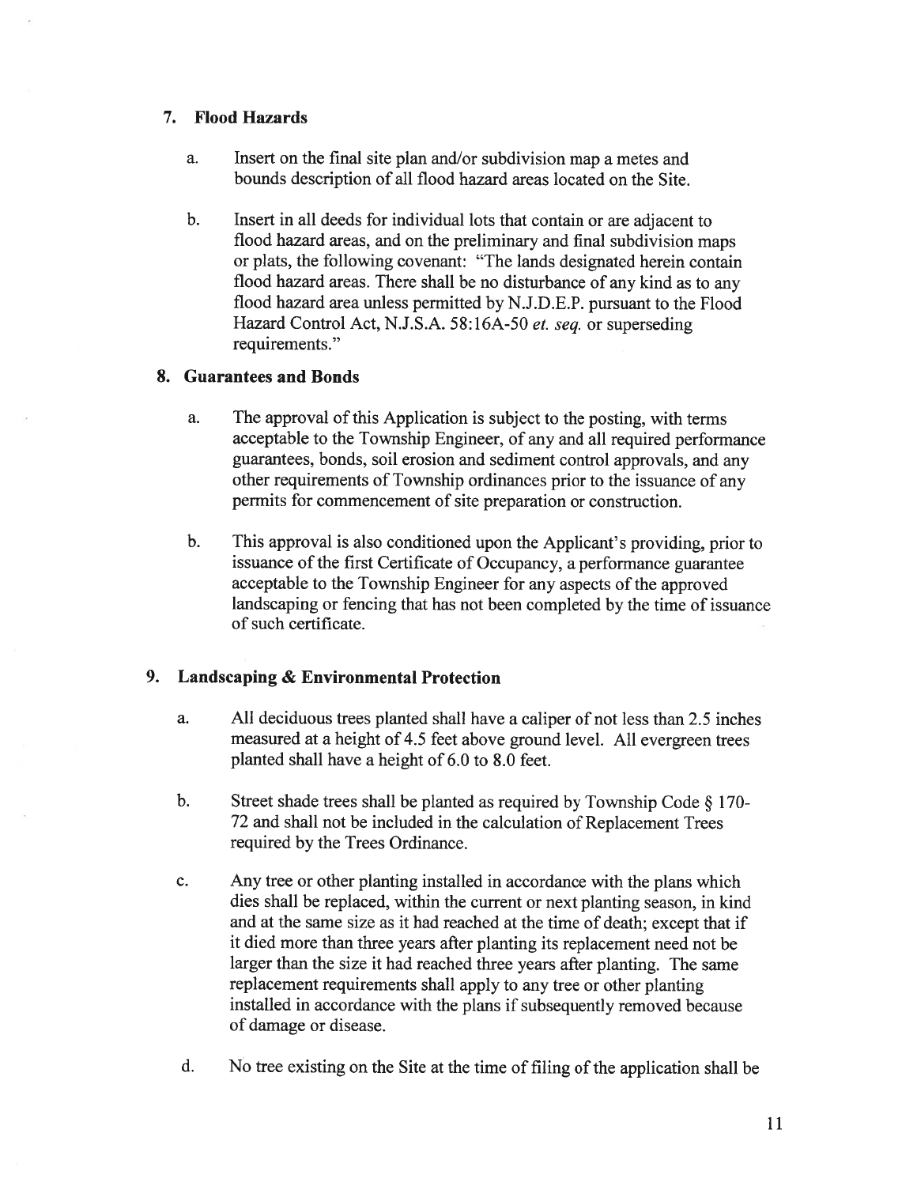### 7. Flood Hazards

a. Insert on the final site plan and/or subdivision map a metes and bounds description of all flood hazard areas located on the Site.

b. Insert in all deeds for individual lots that contain or are adjacent to flood hazard areas, and on the preliminary and final subdivision maps or plats, the following covenant: "The lands designated herein contain flood hazard areas. There shall be no disturbance of any kind as to any flood hazard area unless permitted by N.J.D.E.P. pursuant to the Flood Hazard Control Act, N.J.S.A. 58:16A-50 *et. seq.* or superseding requirements."

### 8. Guarantees and Bonds

a. The approval of this Application is subject to the posting, with terms acceptable to the Township Engineer, of any and all required performance guarantees, bonds, soil erosion and sediment control approvals, and any other requirements of Township ordinances prior to the issuance of any permits for commencement of site preparation or construction.

b. This approval is also conditioned upon the Applicant's providing, prior to issuance of the first Certificate of Occupancy, a performance guarantee acceptable to the Township Engineer for any aspects of the approved landscaping or fencing that has not been completed by the time of issuance of such certificate.

### 9. Landscaping & Environmental Protection

a. All deciduous trees planted shall have a caliper of not less than 2.5 inches measured at a height of 4.5 feet above ground level. All evergreen trees planted shall have a height of 6.0 to 8.0 feet.

b. Street shade trees shall be planted as required by Township Code § 170-72 and shall not be included in the calculation of Replacement Trees required by the Trees Ordinance.

c. Any tree or other planting installed in accordance with the plans which dies shall be replaced, within the current or next planting season, in kind and at the same size as it had reached at the time of death; except that if it died more than three years after planting its replacement need not be larger than the size it had reached three years after planting. The same replacement requirements shall apply to any tree or other planting installed in accordance with the plans if subsequently removed because of damage or disease.

d. No tree existing on the Site at the time of filing of the application shall be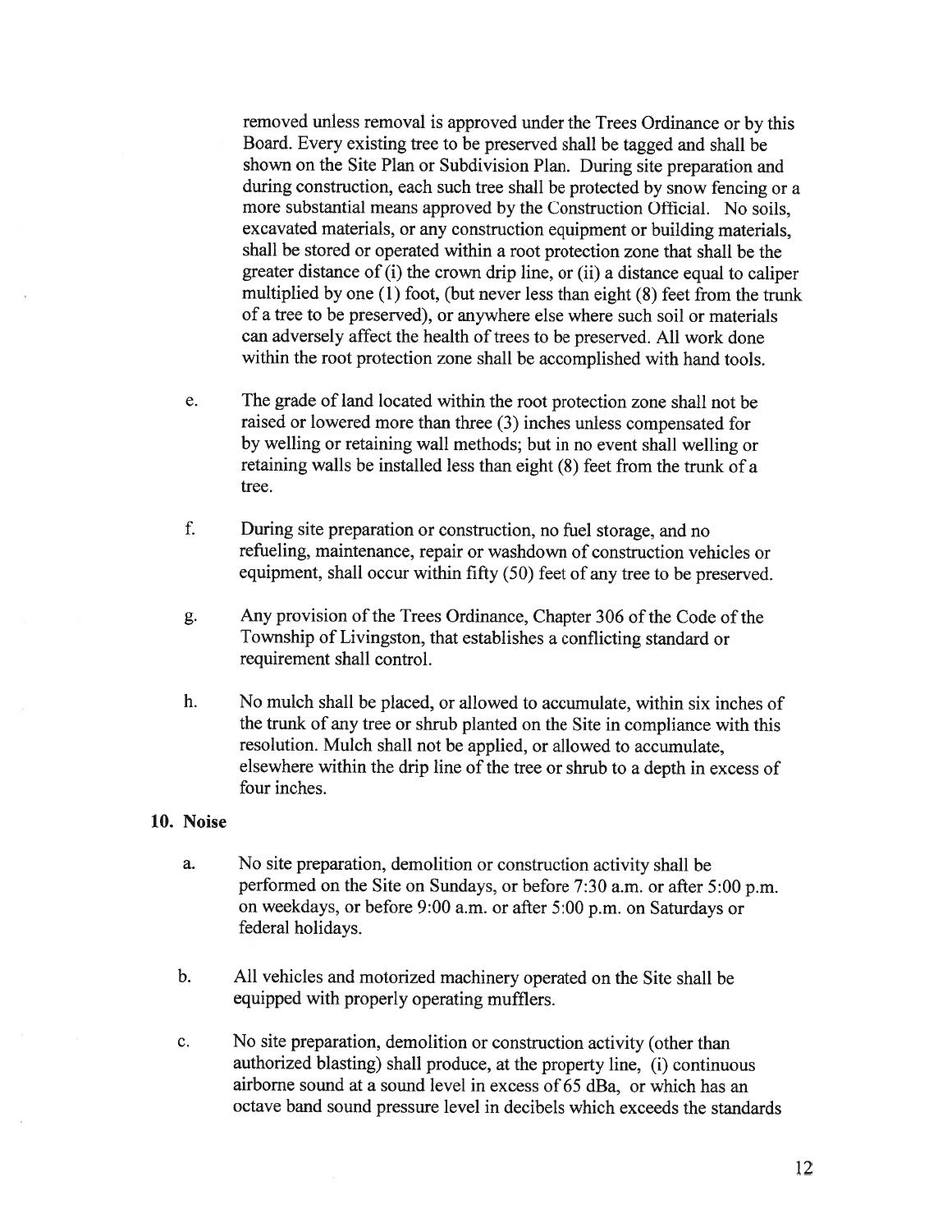removed unless removal is approved under the Trees Ordinance or by this Board. Every existing tree to be preserved shall be tagged and shall be shown on the Site Plan or Subdivision Plan. During site preparation and during construction, each such tree shall be protected by snow fencing or a more substantial means approved by the Construction Official. No soils, excavated materials, or any construction equipment or building materials, shall be stored or operated within a root protection zone that shall be the greater distance of (i) the crown drip line, or (ii) a distance equal to caliper multiplied by one (1) foot, (but never less than eight (8) feet from the trunk of a tree to be preserved), or anywhere else where such soil or materials can adversely affect the health of trees to be preserved. All work done within the root protection zone shall be accomplished with hand tools.

e. The grade of land located within the root protection zone shall not be raised or lowered more than three (3) inches unless compensated for by welling or retaining wall methods; but in no event shall welling or retaining walls be installed less than eight (8) feet from the trunk of a tree.

f. During site preparation or construction, no fuel storage, and no refueling, maintenance, repair or washdown of construction vehicles or equipment, shall occur within fifty (50) feet of any tree to be preserved.

g. Any provision of the Trees Ordinance, Chapter 306 of the Code of the Township of Livingston, that establishes a conflicting standard or requirement shall control.

h. No mulch shall be placed, or allowed to accumulate, within six inches of the trunk of any tree or shrub planted on the Site in compliance with this resolution. Mulch shall not be applied, or allowed to accumulate, elsewhere within the drip line of the tree or shrub to a depth in excess of four inches.

**10. Noise**

a. No site preparation, demolition or construction activity shall be performed on the Site on Sundays, or before 7:30 a.m. or after 5:00 p.m. on weekdays, or before 9:00 a.m. or after 5:00 p.m. on Saturdays or federal holidays.

b. All vehicles and motorized machinery operated on the Site shall be equipped with properly operating mufflers.

c. No site preparation, demolition or construction activity (other than authorized blasting) shall produce, at the property line, (i) continuous airborne sound at a sound level in excess of 65 dBa, or which has an octave band sound pressure level in decibels which exceeds the standards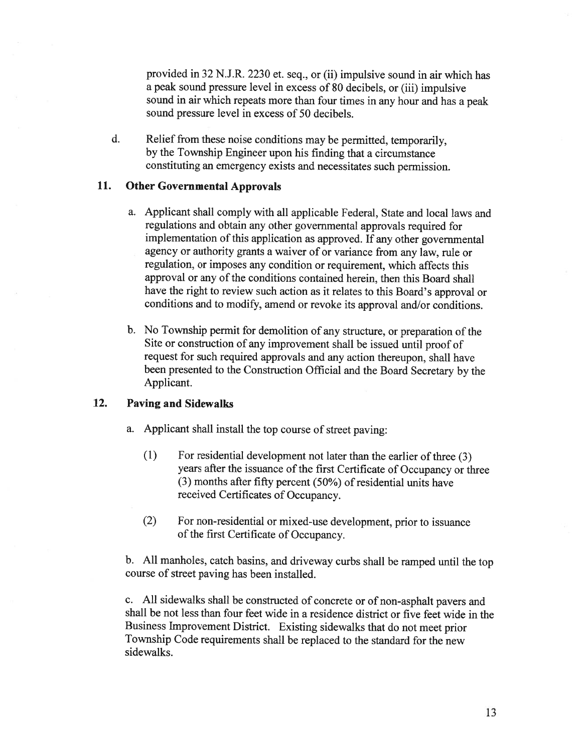provided in 32 N.J.R. 2230 et. seq., or (ii) impulsive sound in air which has a peak sound pressure level in excess of 80 decibels, or (iii) impulsive sound in air which repeats more than four times in any hour and has a peak sound pressure level in excess of 50 decibels.

d. Relief from these noise conditions may be permitted, temporarily, by the Township Engineer upon his finding that a circumstance constituting an emergency exists and necessitates such permission.

## 11. Other Governmental Approvals

a. Applicant shall comply with all applicable Federal, State and local laws and regulations and obtain any other governmental approvals required for implementation of this application as approved. If any other governmental agency or authority grants a waiver of or variance from any law, rule or regulation, or imposes any condition or requirement, which affects this approval or any of the conditions contained herein, then this Board shall have the right to review such action as it relates to this Board's approval or conditions and to modify, amend or revoke its approval and/or conditions.

b. No Township permit for demolition of any structure, or preparation of the Site or construction of any improvement shall be issued until proof of request for such required approvals and any action thereupon, shall have been presented to the Construction Official and the Board Secretary by the Applicant.

## 12. Paving and Sidewalks

a. Applicant shall install the top course of street paving:

(1) For residential development not later than the earlier of three (3) years after the issuance of the first Certificate of Occupancy or three (3) months after fifty percent (50%) of residential units have received Certificates of Occupancy.

(2) For non-residential or mixed-use development, prior to issuance of the first Certificate of Occupancy.

b. All manholes, catch basins, and driveway curbs shall be ramped until the top course of street paving has been installed.

c. All sidewalks shall be constructed of concrete or of non-asphalt pavers and shall be not less than four feet wide in a residence district or five feet wide in the Business Improvement District. Existing sidewalks that do not meet prior Township Code requirements shall be replaced to the standard for the new sidewalks.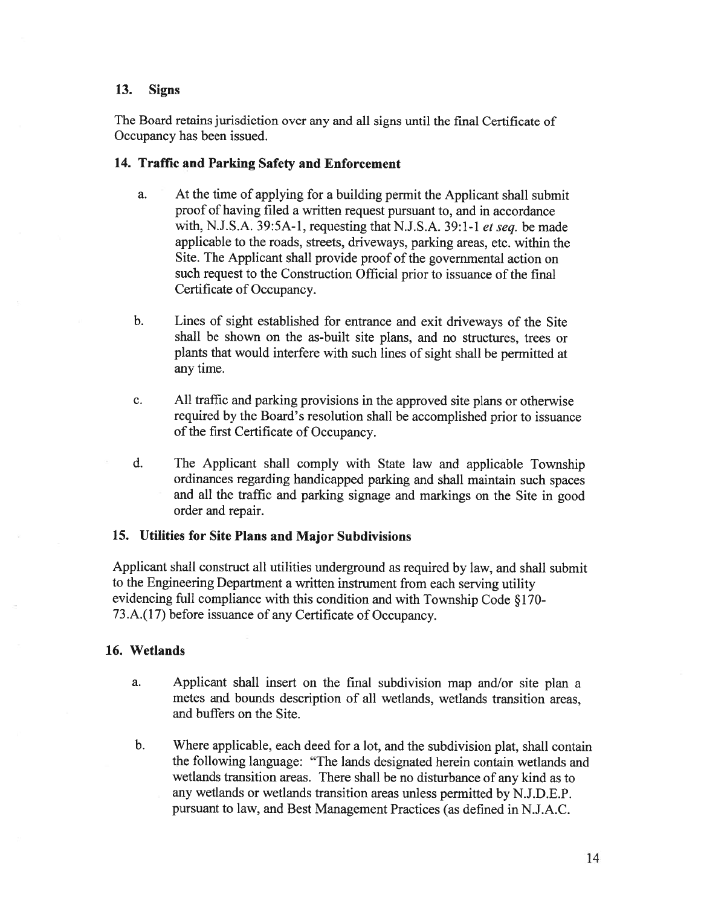## 13. Signs

The Board retains jurisdiction over any and all signs until the final Certificate of Occupancy has been issued.

## 14. Traffic and Parking Safety and Enforcement

a. At the time of applying for a building permit the Applicant shall submit proof of having filed a written request pursuant to, and in accordance with, N.J.S.A. 39:5A-1, requesting that N.J.S.A. 39:1-1 *et seq.* be made applicable to the roads, streets, driveways, parking areas, etc. within the Site. The Applicant shall provide proof of the governmental action on such request to the Construction Official prior to issuance of the final Certificate of Occupancy.

b. Lines of sight established for entrance and exit driveways of the Site shall be shown on the as-built site plans, and no structures, trees or plants that would interfere with such lines of sight shall be permitted at any time.

c. All traffic and parking provisions in the approved site plans or otherwise required by the Board's resolution shall be accomplished prior to issuance of the first Certificate of Occupancy.

d. The Applicant shall comply with State law and applicable Township ordinances regarding handicapped parking and shall maintain such spaces and all the traffic and parking signage and markings on the Site in good order and repair.

## 15. Utilities for Site Plans and Major Subdivisions

Applicant shall construct all utilities underground as required by law, and shall submit to the Engineering Department a written instrument from each serving utility evidencing full compliance with this condition and with Township Code §170-73.A.(17) before issuance of any Certificate of Occupancy.

## 16. Wetlands

a. Applicant shall insert on the final subdivision map and/or site plan a metes and bounds description of all wetlands, wetlands transition areas, and buffers on the Site.

b. Where applicable, each deed for a lot, and the subdivision plat, shall contain the following language: "The lands designated herein contain wetlands and wetlands transition areas. There shall be no disturbance of any kind as to any wetlands or wetlands transition areas unless permitted by N.J.D.E.P. pursuant to law, and Best Management Practices (as defined in N.J.A.C.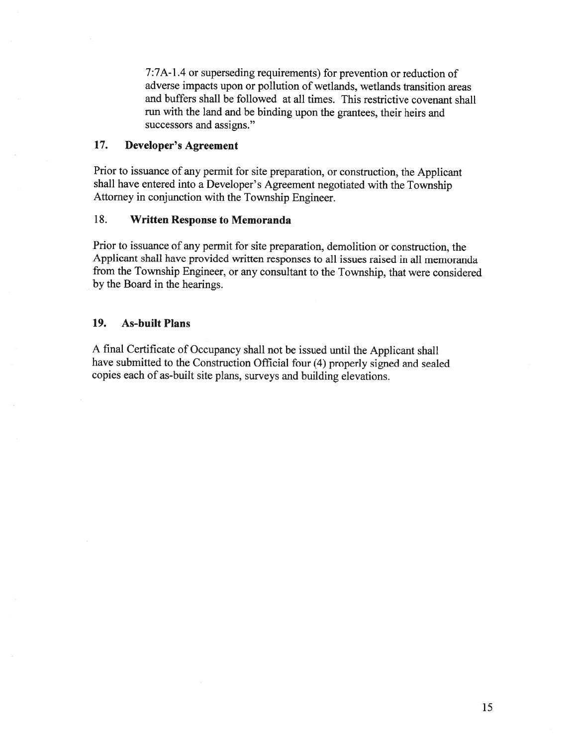7:7A-1.4 or superseding requirements) for prevention or reduction of adverse impacts upon or pollution of wetlands, wetlands transition areas and buffers shall be followed at all times. This restrictive covenant shall run with the land and be binding upon the grantees, their heirs and successors and assigns."

### 17. Developer's Agreement

Prior to issuance of any permit for site preparation, or construction, the Applicant shall have entered into a Developer's Agreement negotiated with the Township Attorney in conjunction with the Township Engineer.

### 18. Written Response to Memoranda

Prior to issuance of any permit for site preparation, demolition or construction, the Applicant shall have provided written responses to all issues raised in all memoranda from the Township Engineer, or any consultant to the Township, that were considered by the Board in the hearings.

### 19. As-built Plans

A final Certificate of Occupancy shall not be issued until the Applicant shall have submitted to the Construction Official four (4) properly signed and sealed copies each of as-built site plans, surveys and building elevations.